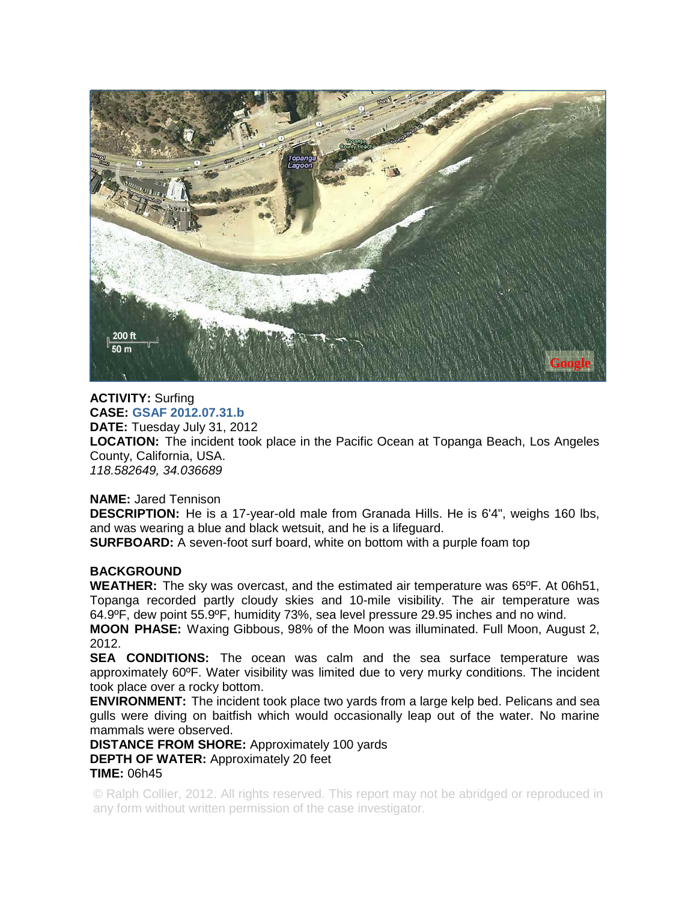**ACTIVITY:** Surfing
**CASE:** **GSAF 2012.07.31.b**
**DATE:** Tuesday July 31, 2012
**LOCATION:** The incident took place in the Pacific Ocean at Topanga Beach, Los Angeles County, California, USA.
*118.582649, 34.036689*

**NAME:** Jared Tennison
**DESCRIPTION:** He is a 17-year-old male from Granada Hills. He is 6'4", weighs 160 lbs, and was wearing a blue and black wetsuit, and he is a lifeguard.
**SURFBOARD:** A seven-foot surf board, white on bottom with a purple foam top

**BACKGROUND**
**WEATHER:** The sky was overcast, and the estimated air temperature was 65ºF. At 06h51, Topanga recorded partly cloudy skies and 10-mile visibility. The air temperature was 64.9ºF, dew point 55.9ºF, humidity 73%, sea level pressure 29.95 inches and no wind.
**MOON PHASE:** Waxing Gibbous, 98% of the Moon was illuminated. Full Moon, August 2, 2012.
**SEA CONDITIONS:** The ocean was calm and the sea surface temperature was approximately 60ºF. Water visibility was limited due to very murky conditions. The incident took place over a rocky bottom.
**ENVIRONMENT:** The incident took place two yards from a large kelp bed. Pelicans and sea gulls were diving on baitfish which would occasionally leap out of the water. No marine mammals were observed.
**DISTANCE FROM SHORE:** Approximately 100 yards
**DEPTH OF WATER:** Approximately 20 feet
**TIME:** 06h45

© Ralph Collier, 2012. All rights reserved. This report may not be abridged or reproduced in any form without written permission of the case investigator.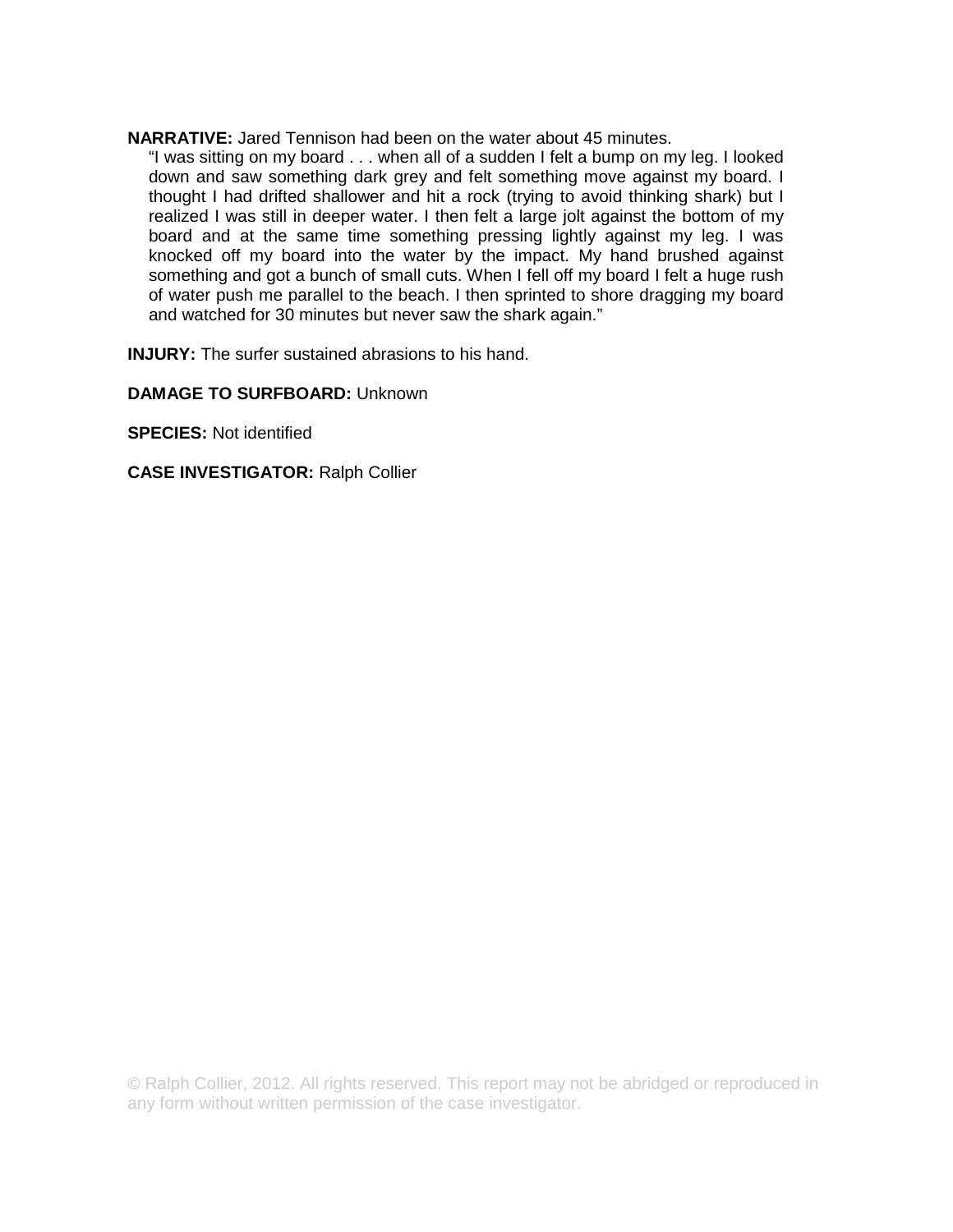**NARRATIVE:** Jared Tennison had been on the water about 45 minutes.

> "I was sitting on my board . . . when all of a sudden I felt a bump on my leg. I looked down and saw something dark grey and felt something move against my board. I thought I had drifted shallower and hit a rock (trying to avoid thinking shark) but I realized I was still in deeper water. I then felt a large jolt against the bottom of my board and at the same time something pressing lightly against my leg. I was knocked off my board into the water by the impact. My hand brushed against something and got a bunch of small cuts. When I fell off my board I felt a huge rush of water push me parallel to the beach. I then sprinted to shore dragging my board and watched for 30 minutes but never saw the shark again."

**INJURY:** The surfer sustained abrasions to his hand.

**DAMAGE TO SURFBOARD:** Unknown

**SPECIES:** Not identified

**CASE INVESTIGATOR:** Ralph Collier

© Ralph Collier, 2012. All rights reserved. This report may not be abridged or reproduced in any form without written permission of the case investigator.